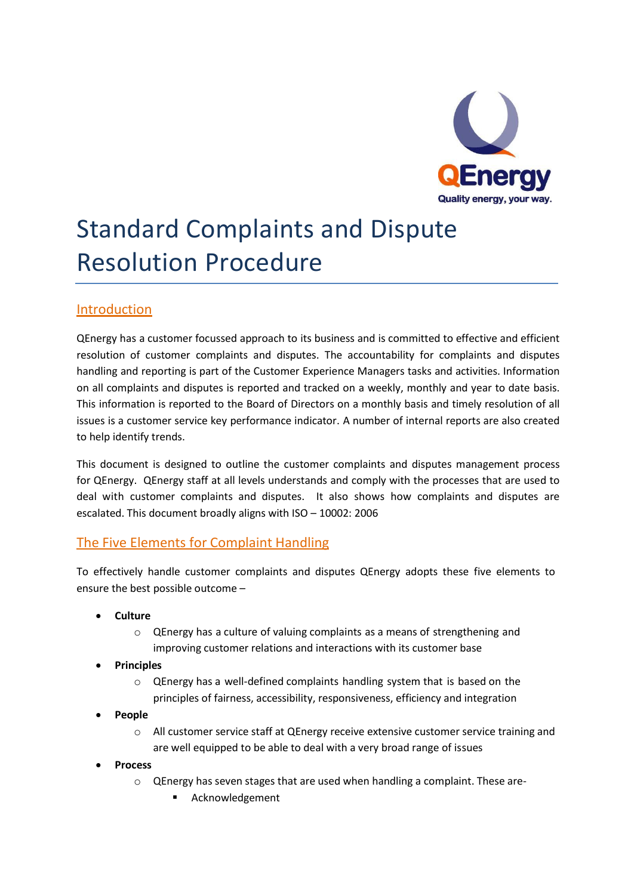QEnergy
Quality energy, your way.

# Standard Complaints and Dispute Resolution Procedure

## Introduction

QEnergy has a customer focussed approach to its business and is committed to effective and efficient resolution of customer complaints and disputes. The accountability for complaints and disputes handling and reporting is part of the Customer Experience Managers tasks and activities. Information on all complaints and disputes is reported and tracked on a weekly, monthly and year to date basis. This information is reported to the Board of Directors on a monthly basis and timely resolution of all issues is a customer service key performance indicator. A number of internal reports are also created to help identify trends.

This document is designed to outline the customer complaints and disputes management process for QEnergy. QEnergy staff at all levels understands and comply with the processes that are used to deal with customer complaints and disputes. It also shows how complaints and disputes are escalated. This document broadly aligns with ISO – 10002: 2006

## The Five Elements for Complaint Handling

To effectively handle customer complaints and disputes QEnergy adopts these five elements to ensure the best possible outcome –

- **Culture**
  - QEnergy has a culture of valuing complaints as a means of strengthening and improving customer relations and interactions with its customer base
- **Principles**
  - QEnergy has a well-defined complaints handling system that is based on the principles of fairness, accessibility, responsiveness, efficiency and integration
- **People**
  - All customer service staff at QEnergy receive extensive customer service training and are well equipped to be able to deal with a very broad range of issues
- **Process**
  - QEnergy has seven stages that are used when handling a complaint. These are-
    - Acknowledgement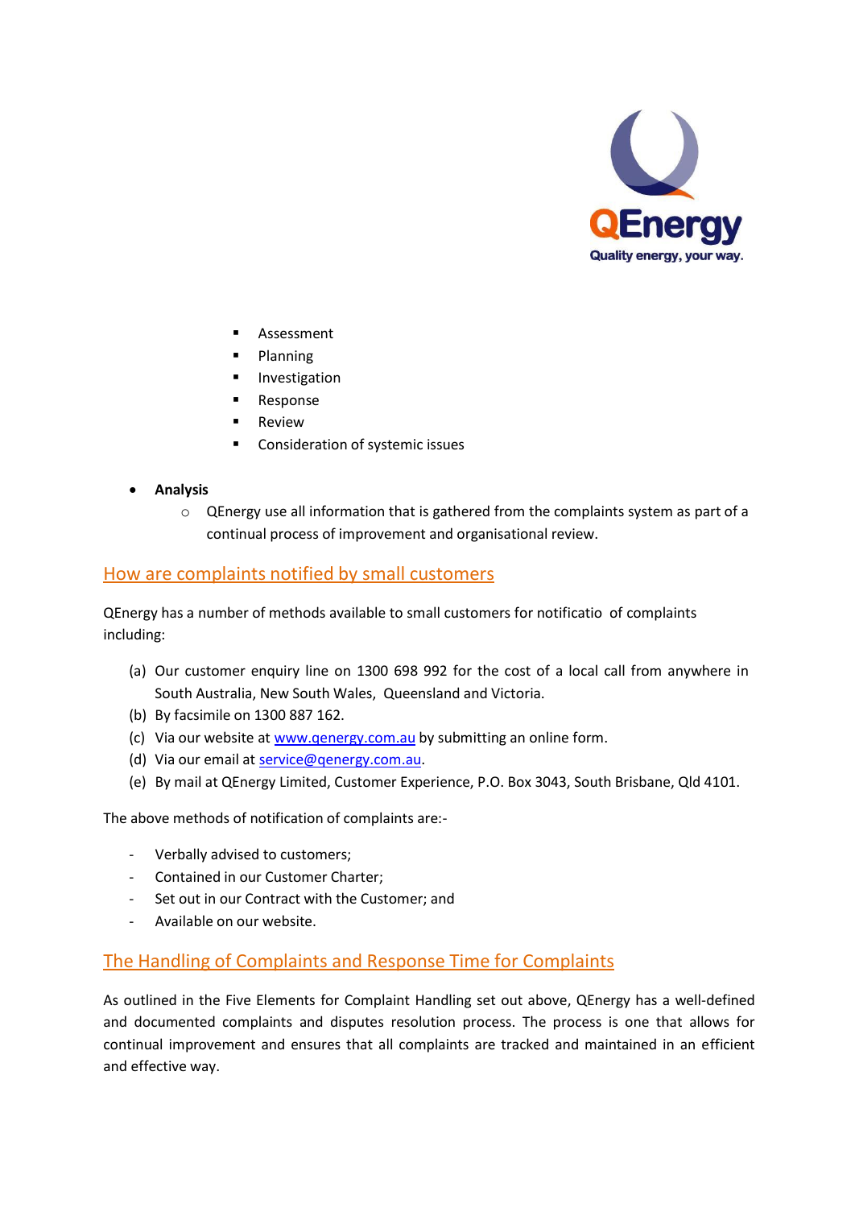- Assessment
- Planning
- Investigation
- Response
- Review
- Consideration of systemic issues

- **Analysis**
  - QEnergy use all information that is gathered from the complaints system as part of a continual process of improvement and organisational review.

## How are complaints notified by small customers

QEnergy has a number of methods available to small customers for notificatio of complaints including:

(a) Our customer enquiry line on 1300 698 992 for the cost of a local call from anywhere in South Australia, New South Wales, Queensland and Victoria.
(b) By facsimile on 1300 887 162.
(c) Via our website at www.qenergy.com.au by submitting an online form.
(d) Via our email at service@qenergy.com.au.
(e) By mail at QEnergy Limited, Customer Experience, P.O. Box 3043, South Brisbane, Qld 4101.

The above methods of notification of complaints are:-

- Verbally advised to customers;
- Contained in our Customer Charter;
- Set out in our Contract with the Customer; and
- Available on our website.

## The Handling of Complaints and Response Time for Complaints

As outlined in the Five Elements for Complaint Handling set out above, QEnergy has a well-defined and documented complaints and disputes resolution process. The process is one that allows for continual improvement and ensures that all complaints are tracked and maintained in an efficient and effective way.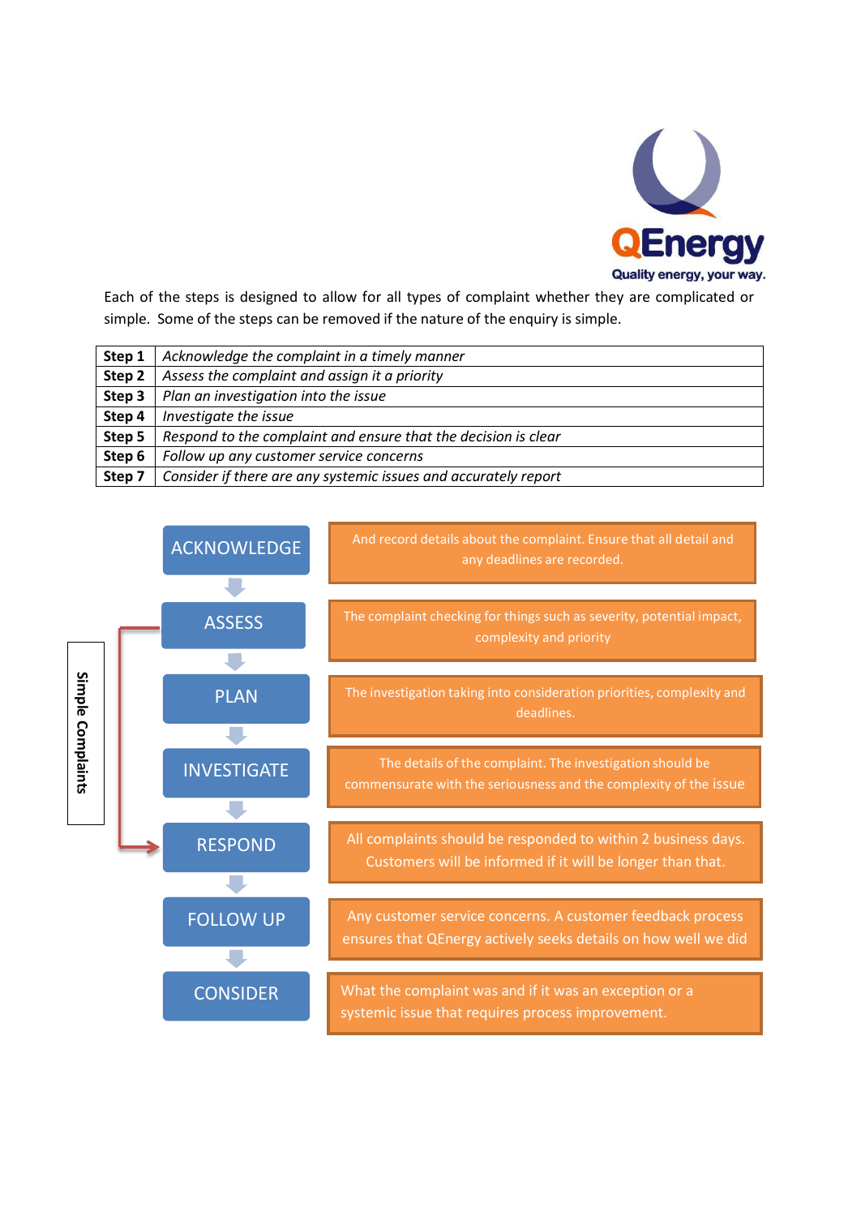QEnergy

Quality energy, your way.

Each of the steps is designed to allow for all types of complaint whether they are complicated or simple. Some of the steps can be removed if the nature of the enquiry is simple.

| | |
|---|---|
| **Step 1** | *Acknowledge the complaint in a timely manner* |
| **Step 2** | *Assess the complaint and assign it a priority* |
| **Step 3** | *Plan an investigation into the issue* |
| **Step 4** | *Investigate the issue* |
| **Step 5** | *Respond to the complaint and ensure that the decision is clear* |
| **Step 6** | *Follow up any customer service concerns* |
| **Step 7** | *Consider if there are any systemic issues and accurately report* |

**Simple Complaints**

ACKNOWLEDGE

And record details about the complaint. Ensure that all detail and any deadlines are recorded.

ASSESS

The complaint checking for things such as severity, potential impact, complexity and priority

PLAN

The investigation taking into consideration priorities, complexity and deadlines.

INVESTIGATE

The details of the complaint. The investigation should be commensurate with the seriousness and the complexity of the issue

RESPOND

All complaints should be responded to within 2 business days. Customers will be informed if it will be longer than that.

FOLLOW UP

Any customer service concerns. A customer feedback process ensures that QEnergy actively seeks details on how well we did

CONSIDER

What the complaint was and if it was an exception or a systemic issue that requires process improvement.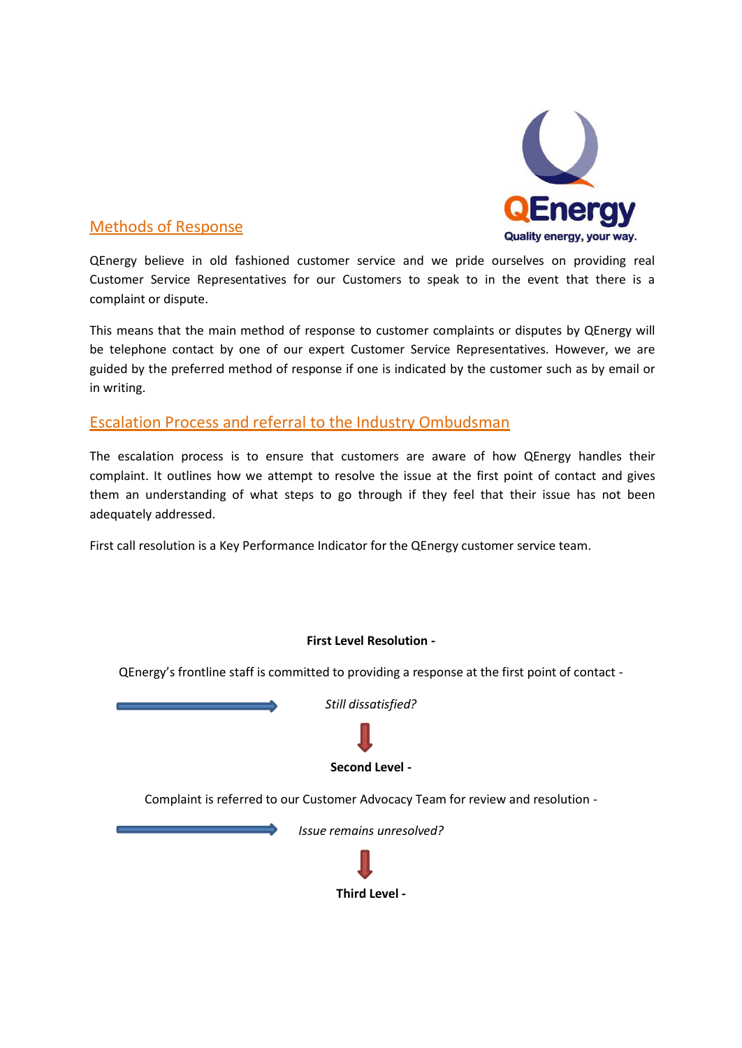QEnergy
Quality energy, your way.

## Methods of Response

QEnergy believe in old fashioned customer service and we pride ourselves on providing real Customer Service Representatives for our Customers to speak to in the event that there is a complaint or dispute.

This means that the main method of response to customer complaints or disputes by QEnergy will be telephone contact by one of our expert Customer Service Representatives. However, we are guided by the preferred method of response if one is indicated by the customer such as by email or in writing.

## Escalation Process and referral to the Industry Ombudsman

The escalation process is to ensure that customers are aware of how QEnergy handles their complaint. It outlines how we attempt to resolve the issue at the first point of contact and gives them an understanding of what steps to go through if they feel that their issue has not been adequately addressed.

First call resolution is a Key Performance Indicator for the QEnergy customer service team.

**First Level Resolution -**

QEnergy's frontline staff is committed to providing a response at the first point of contact -

*Still dissatisfied?*

**Second Level -**

Complaint is referred to our Customer Advocacy Team for review and resolution -

*Issue remains unresolved?*

**Third Level -**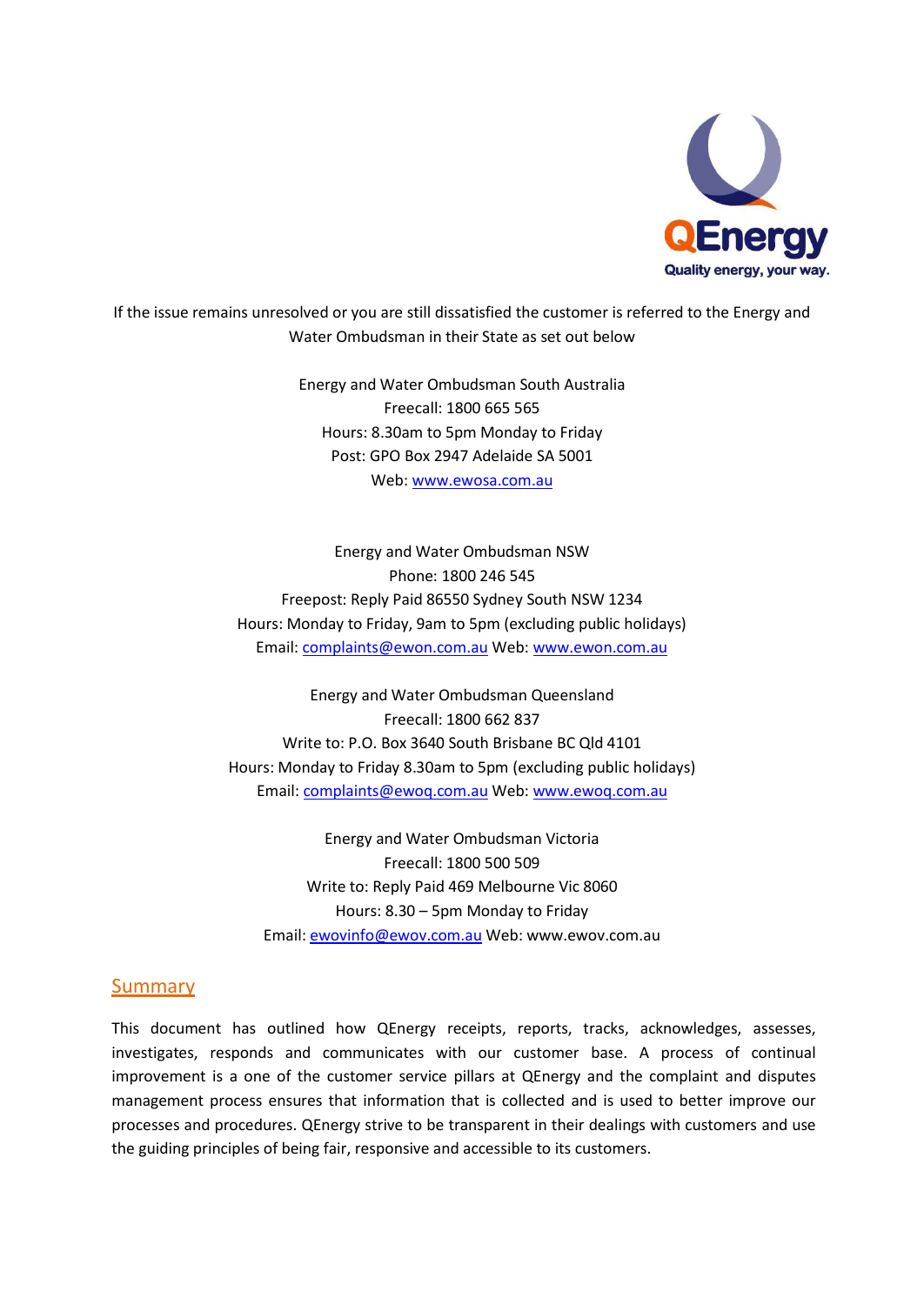If the issue remains unresolved or you are still dissatisfied the customer is referred to the Energy and Water Ombudsman in their State as set out below

Energy and Water Ombudsman South Australia
Freecall: 1800 665 565
Hours: 8.30am to 5pm Monday to Friday
Post: GPO Box 2947 Adelaide SA 5001
Web: www.ewosa.com.au

Energy and Water Ombudsman NSW
Phone: 1800 246 545
Freepost: Reply Paid 86550 Sydney South NSW 1234
Hours: Monday to Friday, 9am to 5pm (excluding public holidays)
Email: complaints@ewon.com.au Web: www.ewon.com.au

Energy and Water Ombudsman Queensland
Freecall: 1800 662 837
Write to: P.O. Box 3640 South Brisbane BC Qld 4101
Hours: Monday to Friday 8.30am to 5pm (excluding public holidays)
Email: complaints@ewoq.com.au Web: www.ewoq.com.au

Energy and Water Ombudsman Victoria
Freecall: 1800 500 509
Write to: Reply Paid 469 Melbourne Vic 8060
Hours: 8.30 – 5pm Monday to Friday
Email: ewovinfo@ewov.com.au Web: www.ewov.com.au

## Summary

This document has outlined how QEnergy receipts, reports, tracks, acknowledges, assesses, investigates, responds and communicates with our customer base. A process of continual improvement is a one of the customer service pillars at QEnergy and the complaint and disputes management process ensures that information that is collected and is used to better improve our processes and procedures. QEnergy strive to be transparent in their dealings with customers and use the guiding principles of being fair, responsive and accessible to its customers.